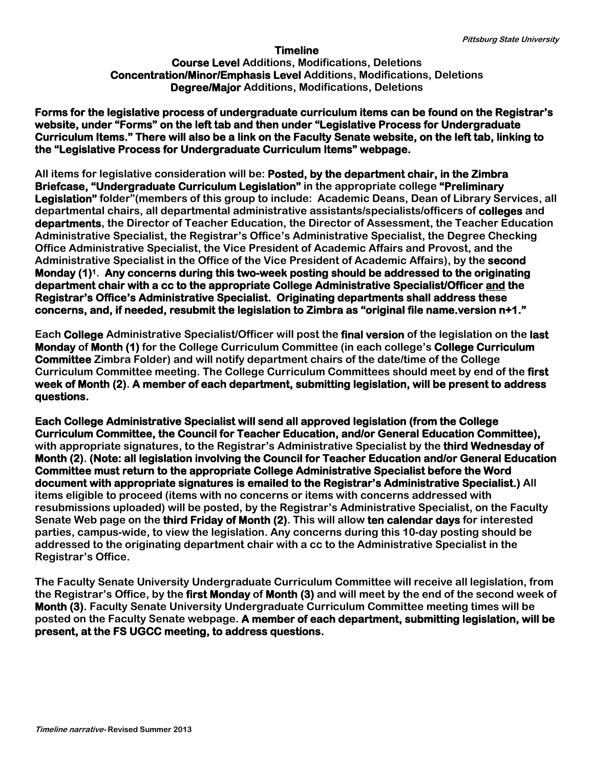# Timeline

## **Course Level** Additions, Modifications, Deletions
## **Concentration/Minor/Emphasis Level** Additions, Modifications, Deletions
## **Degree/Major** Additions, Modifications, Deletions

**Forms for the legislative process of undergraduate curriculum items can be found on the Registrar's website, under "Forms" on the left tab and then under "Legislative Process for Undergraduate Curriculum Items." There will also be a link on the Faculty Senate website, on the left tab, linking to the "Legislative Process for Undergraduate Curriculum Items" webpage.**

All items for legislative consideration will be: **Posted, by the department chair, in the Zimbra Briefcase, "Undergraduate Curriculum Legislation"** in the appropriate college **"Preliminary Legislation"** folder"(members of this group to include: Academic Deans, Dean of Library Services, all departmental chairs, all departmental administrative assistants/specialists/officers of **colleges** and **departments**, the Director of Teacher Education, the Director of Assessment, the Teacher Education Administrative Specialist, the Registrar's Office's Administrative Specialist, the Degree Checking Office Administrative Specialist, the Vice President of Academic Affairs and Provost, and the Administrative Specialist in the Office of the Vice President of Academic Affairs), by the **second Monday (1)**[1]. **Any concerns during this two-week posting should be addressed to the originating department chair with a cc to the appropriate College Administrative Specialist/Officer and the Registrar's Office's Administrative Specialist. Originating departments shall address these concerns, and, if needed, resubmit the legislation to Zimbra as "original file name.version n+1."**

Each **College** Administrative Specialist/Officer will post the **final version** of the legislation on the **last Monday** of **Month (1)** for the College Curriculum Committee (in each college's **College Curriculum Committee** Zimbra Folder) and will notify department chairs of the date/time of the College Curriculum Committee meeting. The College Curriculum Committees should meet by end of the **first week of Month (2)**. **A member of each department, submitting legislation, will be present to address questions.**

**Each College Administrative Specialist will send all approved legislation (from the College Curriculum Committee, the Council for Teacher Education, and/or General Education Committee),** with appropriate signatures, to the Registrar's Administrative Specialist by the **third Wednesday of Month (2)**. **(Note: all legislation involving the Council for Teacher Education and/or General Education Committee must return to the appropriate College Administrative Specialist before the Word document with appropriate signatures is emailed to the Registrar's Administrative Specialist.)** All items eligible to proceed (items with no concerns or items with concerns addressed with resubmissions uploaded) will be posted, by the Registrar's Administrative Specialist, on the Faculty Senate Web page on the **third Friday of Month (2)**. This will allow **ten calendar days** for interested parties, campus-wide, to view the legislation. Any concerns during this 10-day posting should be addressed to the originating department chair with a cc to the Administrative Specialist in the Registrar's Office.

The Faculty Senate University Undergraduate Curriculum Committee will receive all legislation, from the Registrar's Office, by the **first Monday** of **Month (3)** and will meet by the end of the second week of **Month (3)**. Faculty Senate University Undergraduate Curriculum Committee meeting times will be posted on the Faculty Senate webpage. **A member of each department, submitting legislation, will be present, at the FS UGCC meeting, to address questions.**

*Timeline narrative*- Revised Summer 2013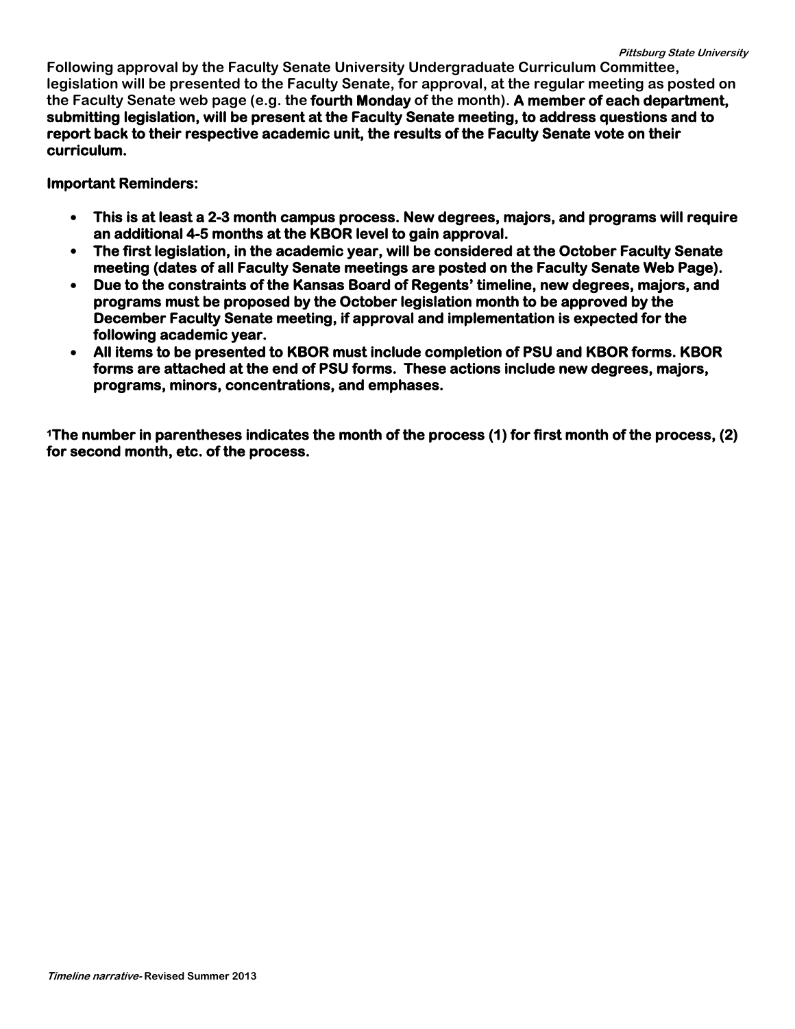Following approval by the Faculty Senate University Undergraduate Curriculum Committee, legislation will be presented to the Faculty Senate, for approval, at the regular meeting as posted on the Faculty Senate web page (e.g. the **fourth Monday** of the month). **A member of each department, submitting legislation, will be present at the Faculty Senate meeting, to address questions and to report back to their respective academic unit, the results of the Faculty Senate vote on their curriculum.**

**Important Reminders:**

- **This is at least a 2-3 month campus process. New degrees, majors, and programs will require an additional 4-5 months at the KBOR level to gain approval.**
- **The first legislation, in the academic year, will be considered at the October Faculty Senate meeting (dates of all Faculty Senate meetings are posted on the Faculty Senate Web Page).**
- **Due to the constraints of the Kansas Board of Regents' timeline, new degrees, majors, and programs must be proposed by the October legislation month to be approved by the December Faculty Senate meeting, if approval and implementation is expected for the following academic year.**
- **All items to be presented to KBOR must include completion of PSU and KBOR forms. KBOR forms are attached at the end of PSU forms. These actions include new degrees, majors, programs, minors, concentrations, and emphases.**

**[1]The number in parentheses indicates the month of the process (1) for first month of the process, (2) for second month, etc. of the process.**